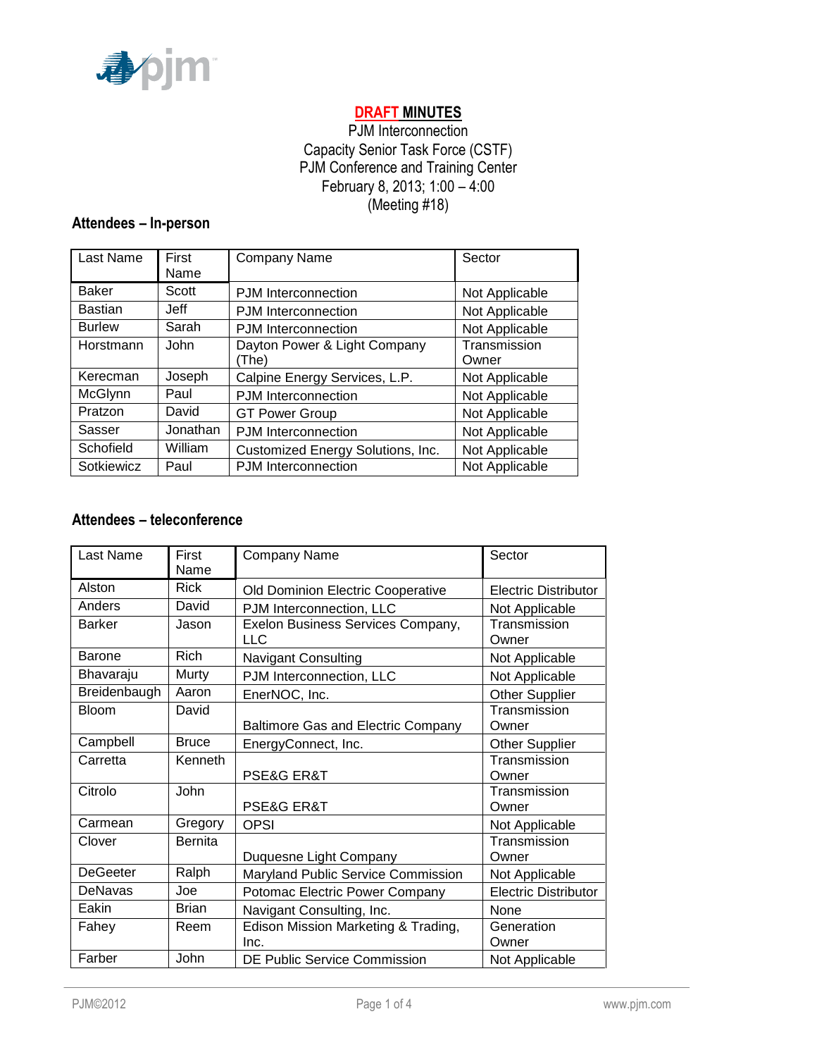**DRAFT MINUTES**

PJM Interconnection
Capacity Senior Task Force (CSTF)
PJM Conference and Training Center
February 8, 2013; 1:00 – 4:00
(Meeting #18)

## Attendees – In-person

| Last Name | First Name | Company Name | Sector |
|---|---|---|---|
| Baker | Scott | PJM Interconnection | Not Applicable |
| Bastian | Jeff | PJM Interconnection | Not Applicable |
| Burlew | Sarah | PJM Interconnection | Not Applicable |
| Horstmann | John | Dayton Power & Light Company (The) | Transmission Owner |
| Kerecman | Joseph | Calpine Energy Services, L.P. | Not Applicable |
| McGlynn | Paul | PJM Interconnection | Not Applicable |
| Pratzon | David | GT Power Group | Not Applicable |
| Sasser | Jonathan | PJM Interconnection | Not Applicable |
| Schofield | William | Customized Energy Solutions, Inc. | Not Applicable |
| Sotkiewicz | Paul | PJM Interconnection | Not Applicable |

## Attendees – teleconference

| Last Name | First Name | Company Name | Sector |
|---|---|---|---|
| Alston | Rick | Old Dominion Electric Cooperative | Electric Distributor |
| Anders | David | PJM Interconnection, LLC | Not Applicable |
| Barker | Jason | Exelon Business Services Company, LLC | Transmission Owner |
| Barone | Rich | Navigant Consulting | Not Applicable |
| Bhavaraju | Murty | PJM Interconnection, LLC | Not Applicable |
| Breidenbaugh | Aaron | EnerNOC, Inc. | Other Supplier |
| Bloom | David | Baltimore Gas and Electric Company | Transmission Owner |
| Campbell | Bruce | EnergyConnect, Inc. | Other Supplier |
| Carretta | Kenneth | PSE&G ER&T | Transmission Owner |
| Citrolo | John | PSE&G ER&T | Transmission Owner |
| Carmean | Gregory | OPSI | Not Applicable |
| Clover | Bernita | Duquesne Light Company | Transmission Owner |
| DeGeeter | Ralph | Maryland Public Service Commission | Not Applicable |
| DeNavas | Joe | Potomac Electric Power Company | Electric Distributor |
| Eakin | Brian | Navigant Consulting, Inc. | None |
| Fahey | Reem | Edison Mission Marketing & Trading, Inc. | Generation Owner |
| Farber | John | DE Public Service Commission | Not Applicable |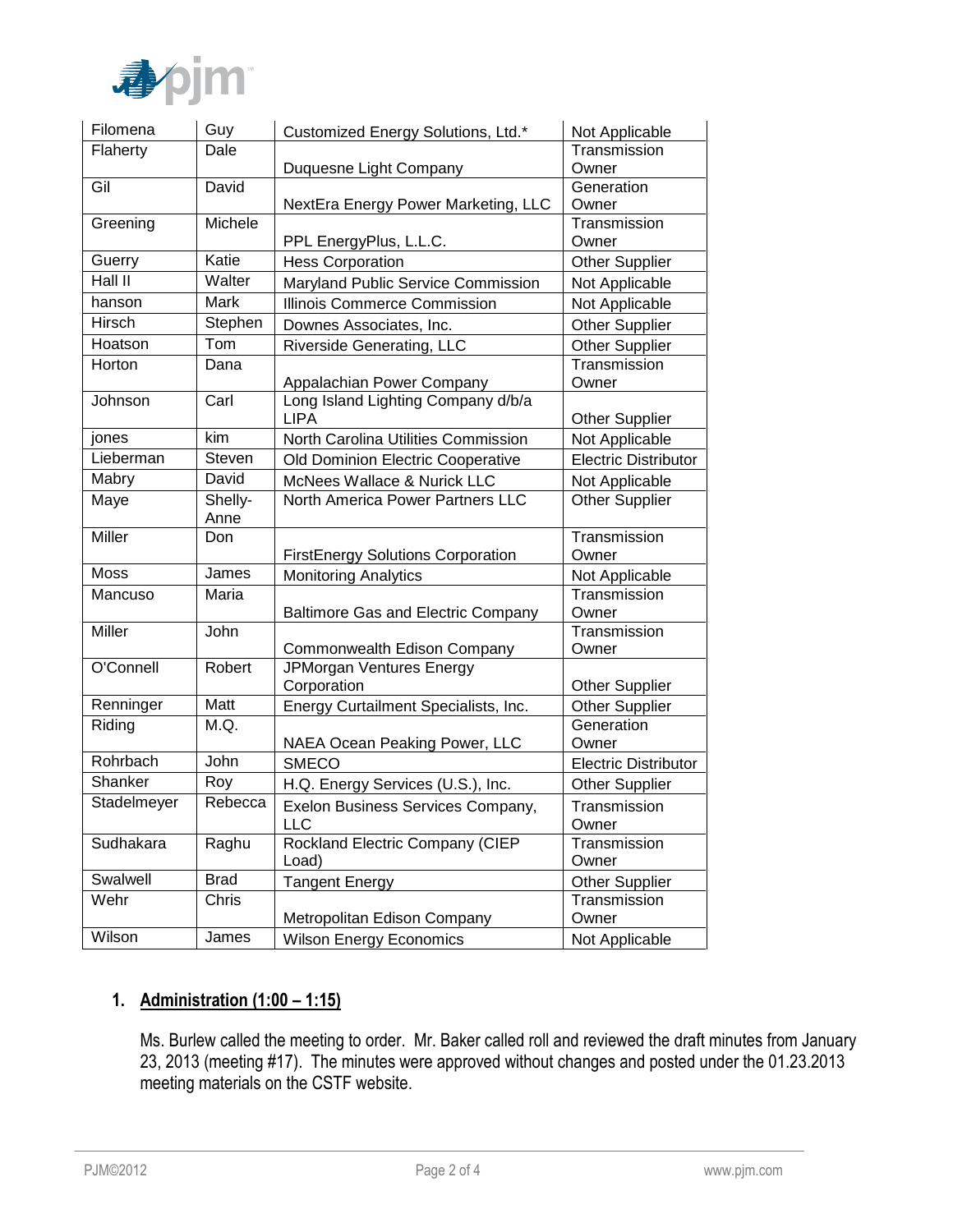| Filomena | Guy | Customized Energy Solutions, Ltd.* | Not Applicable |
|---|---|---|---|
| Flaherty | Dale | Duquesne Light Company | Transmission Owner |
| Gil | David | NextEra Energy Power Marketing, LLC | Generation Owner |
| Greening | Michele | PPL EnergyPlus, L.L.C. | Transmission Owner |
| Guerry | Katie | Hess Corporation | Other Supplier |
| Hall II | Walter | Maryland Public Service Commission | Not Applicable |
| hanson | Mark | Illinois Commerce Commission | Not Applicable |
| Hirsch | Stephen | Downes Associates, Inc. | Other Supplier |
| Hoatson | Tom | Riverside Generating, LLC | Other Supplier |
| Horton | Dana | Appalachian Power Company | Transmission Owner |
| Johnson | Carl | Long Island Lighting Company d/b/a LIPA | Other Supplier |
| jones | kim | North Carolina Utilities Commission | Not Applicable |
| Lieberman | Steven | Old Dominion Electric Cooperative | Electric Distributor |
| Mabry | David | McNees Wallace & Nurick LLC | Not Applicable |
| Maye | Shelly-Anne | North America Power Partners LLC | Other Supplier |
| Miller | Don | FirstEnergy Solutions Corporation | Transmission Owner |
| Moss | James | Monitoring Analytics | Not Applicable |
| Mancuso | Maria | Baltimore Gas and Electric Company | Transmission Owner |
| Miller | John | Commonwealth Edison Company | Transmission Owner |
| O'Connell | Robert | JPMorgan Ventures Energy Corporation | Other Supplier |
| Renninger | Matt | Energy Curtailment Specialists, Inc. | Other Supplier |
| Riding | M.Q. | NAEA Ocean Peaking Power, LLC | Generation Owner |
| Rohrbach | John | SMECO | Electric Distributor |
| Shanker | Roy | H.Q. Energy Services (U.S.), Inc. | Other Supplier |
| Stadelmeyer | Rebecca | Exelon Business Services Company, LLC | Transmission Owner |
| Sudhakara | Raghu | Rockland Electric Company (CIEP Load) | Transmission Owner |
| Swalwell | Brad | Tangent Energy | Other Supplier |
| Wehr | Chris | Metropolitan Edison Company | Transmission Owner |
| Wilson | James | Wilson Energy Economics | Not Applicable |

## 1. Administration (1:00 – 1:15)

Ms. Burlew called the meeting to order. Mr. Baker called roll and reviewed the draft minutes from January 23, 2013 (meeting #17). The minutes were approved without changes and posted under the 01.23.2013 meeting materials on the CSTF website.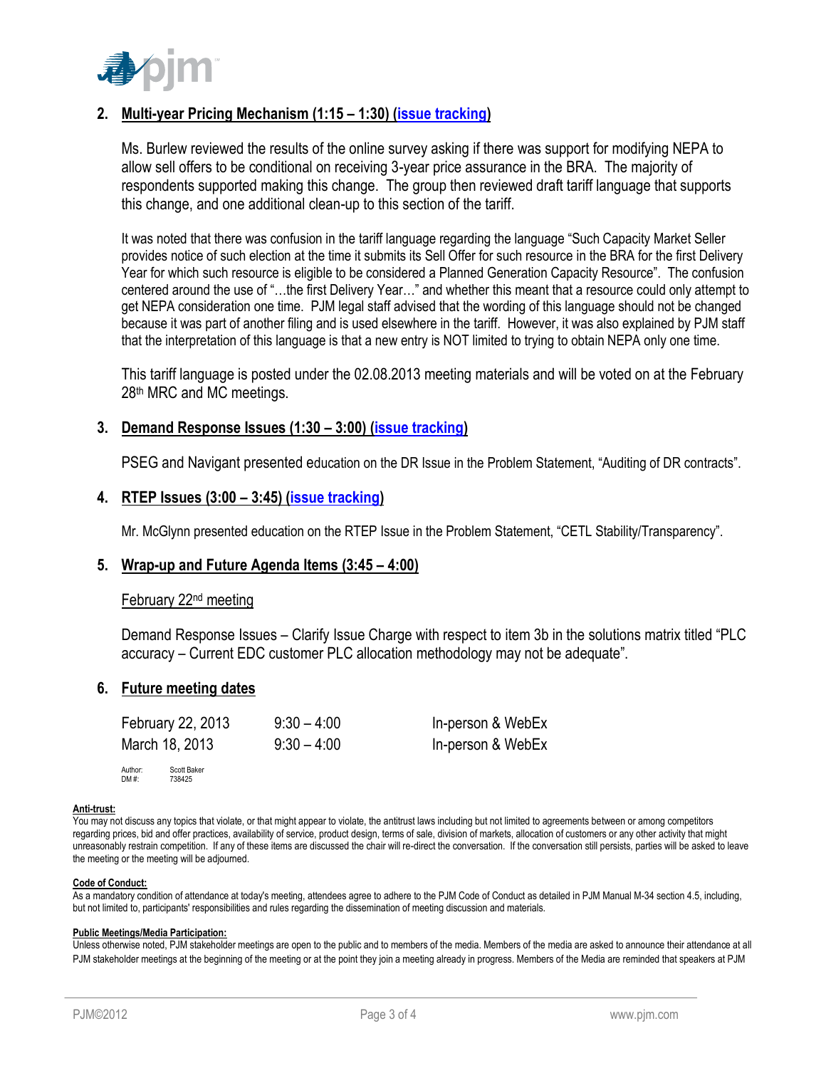## 2. Multi-year Pricing Mechanism (1:15 – 1:30) (issue tracking)

Ms. Burlew reviewed the results of the online survey asking if there was support for modifying NEPA to allow sell offers to be conditional on receiving 3-year price assurance in the BRA. The majority of respondents supported making this change. The group then reviewed draft tariff language that supports this change, and one additional clean-up to this section of the tariff.

It was noted that there was confusion in the tariff language regarding the language "Such Capacity Market Seller provides notice of such election at the time it submits its Sell Offer for such resource in the BRA for the first Delivery Year for which such resource is eligible to be considered a Planned Generation Capacity Resource". The confusion centered around the use of "…the first Delivery Year…" and whether this meant that a resource could only attempt to get NEPA consideration one time. PJM legal staff advised that the wording of this language should not be changed because it was part of another filing and is used elsewhere in the tariff. However, it was also explained by PJM staff that the interpretation of this language is that a new entry is NOT limited to trying to obtain NEPA only one time.

This tariff language is posted under the 02.08.2013 meeting materials and will be voted on at the February 28th MRC and MC meetings.

## 3. Demand Response Issues (1:30 – 3:00) (issue tracking)

PSEG and Navigant presented education on the DR Issue in the Problem Statement, "Auditing of DR contracts".

## 4. RTEP Issues (3:00 – 3:45) (issue tracking)

Mr. McGlynn presented education on the RTEP Issue in the Problem Statement, "CETL Stability/Transparency".

## 5. Wrap-up and Future Agenda Items (3:45 – 4:00)

February 22nd meeting

Demand Response Issues – Clarify Issue Charge with respect to item 3b in the solutions matrix titled "PLC accuracy – Current EDC customer PLC allocation methodology may not be adequate".

## 6. Future meeting dates

| | | |
|---|---|---|
| February 22, 2013 | 9:30 – 4:00 | In-person & WebEx |
| March 18, 2013 | 9:30 – 4:00 | In-person & WebEx |

Author: Scott Baker
DM #: 738425

**Anti-trust:**
You may not discuss any topics that violate, or that might appear to violate, the antitrust laws including but not limited to agreements between or among competitors regarding prices, bid and offer practices, availability of service, product design, terms of sale, division of markets, allocation of customers or any other activity that might unreasonably restrain competition. If any of these items are discussed the chair will re-direct the conversation. If the conversation still persists, parties will be asked to leave the meeting or the meeting will be adjourned.

**Code of Conduct:**
As a mandatory condition of attendance at today's meeting, attendees agree to adhere to the PJM Code of Conduct as detailed in PJM Manual M-34 section 4.5, including, but not limited to, participants' responsibilities and rules regarding the dissemination of meeting discussion and materials.

**Public Meetings/Media Participation:**
Unless otherwise noted, PJM stakeholder meetings are open to the public and to members of the media. Members of the media are asked to announce their attendance at all PJM stakeholder meetings at the beginning of the meeting or at the point they join a meeting already in progress. Members of the Media are reminded that speakers at PJM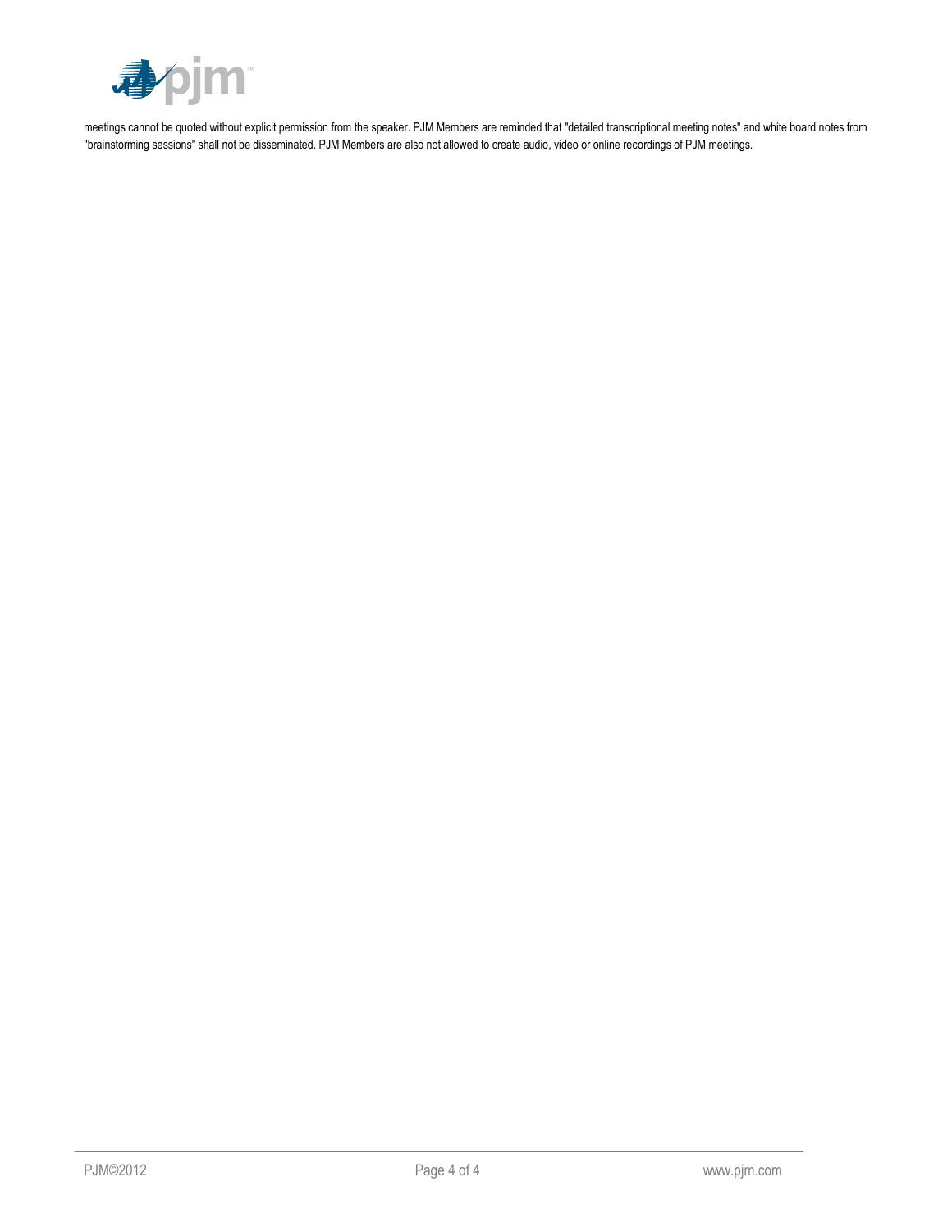meetings cannot be quoted without explicit permission from the speaker. PJM Members are reminded that "detailed transcriptional meeting notes" and white board notes from "brainstorming sessions" shall not be disseminated. PJM Members are also not allowed to create audio, video or online recordings of PJM meetings.